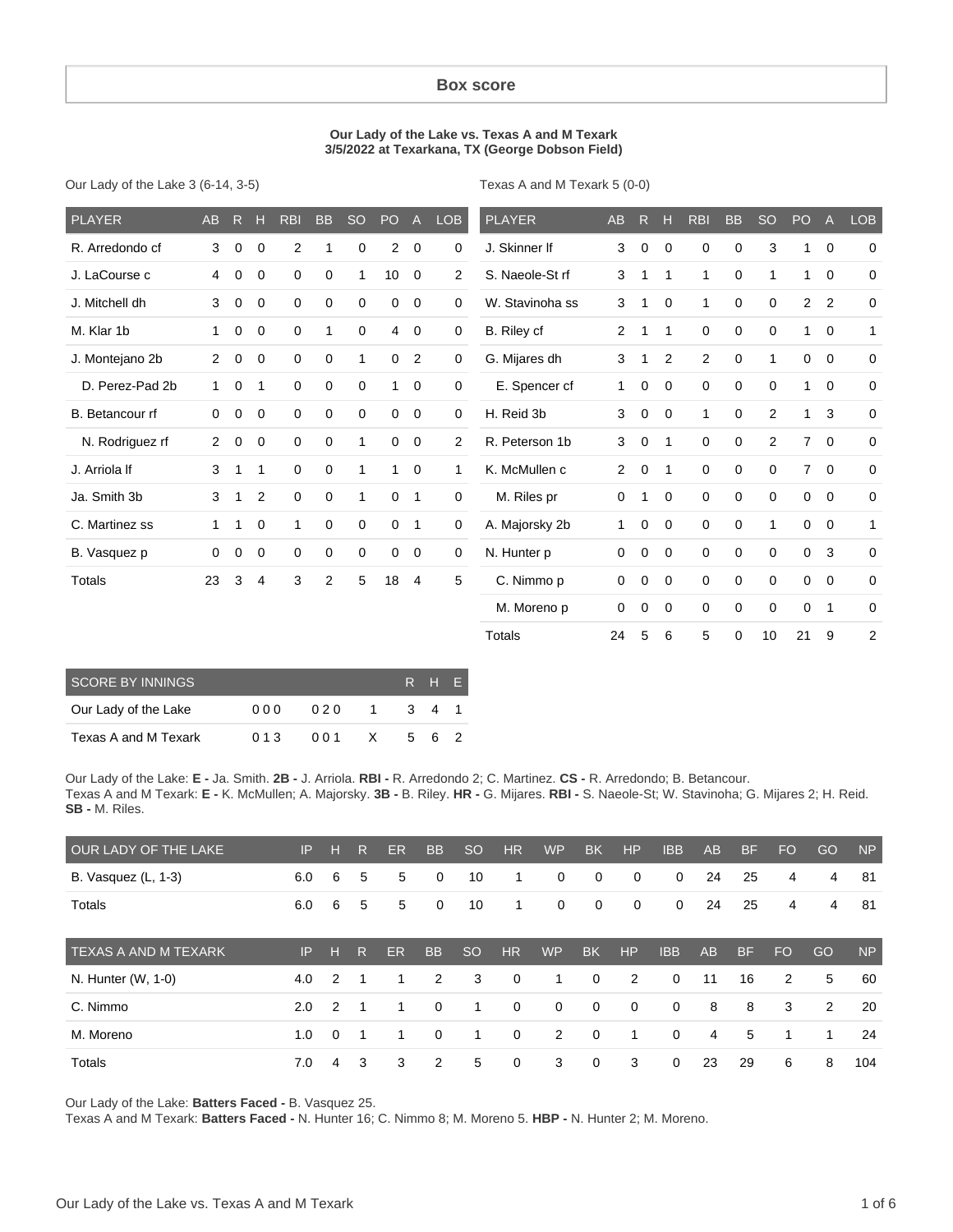# Box score

**Our Lady of the Lake vs. Texas A and M Texark**
**3/5/2022 at Texarkana, TX (George Dobson Field)**

Our Lady of the Lake 3 (6-14, 3-5)

| PLAYER | AB | R | H | RBI | BB | SO | PO | A | LOB |
|---|---|---|---|---|---|---|---|---|---|
| R. Arredondo cf | 3 | 0 | 0 | 2 | 1 | 0 | 2 | 0 | 0 |
| J. LaCourse c | 4 | 0 | 0 | 0 | 0 | 1 | 10 | 0 | 2 |
| J. Mitchell dh | 3 | 0 | 0 | 0 | 0 | 0 | 0 | 0 | 0 |
| M. Klar 1b | 1 | 0 | 0 | 0 | 1 | 0 | 4 | 0 | 0 |
| J. Montejano 2b | 2 | 0 | 0 | 0 | 0 | 1 | 0 | 2 | 0 |
| D. Perez-Pad 2b | 1 | 0 | 1 | 0 | 0 | 0 | 1 | 0 | 0 |
| B. Betancour rf | 0 | 0 | 0 | 0 | 0 | 0 | 0 | 0 | 0 |
| N. Rodriguez rf | 2 | 0 | 0 | 0 | 0 | 1 | 0 | 0 | 2 |
| J. Arriola lf | 3 | 1 | 1 | 0 | 0 | 1 | 1 | 0 | 1 |
| Ja. Smith 3b | 3 | 1 | 2 | 0 | 0 | 1 | 0 | 1 | 0 |
| C. Martinez ss | 1 | 1 | 0 | 1 | 0 | 0 | 0 | 1 | 0 |
| B. Vasquez p | 0 | 0 | 0 | 0 | 0 | 0 | 0 | 0 | 0 |
| Totals | 23 | 3 | 4 | 3 | 2 | 5 | 18 | 4 | 5 |

Texas A and M Texark 5 (0-0)

| PLAYER | AB | R | H | RBI | BB | SO | PO | A | LOB |
|---|---|---|---|---|---|---|---|---|---|
| J. Skinner lf | 3 | 0 | 0 | 0 | 0 | 3 | 1 | 0 | 0 |
| S. Naeole-St rf | 3 | 1 | 1 | 1 | 0 | 1 | 1 | 0 | 0 |
| W. Stavinoha ss | 3 | 1 | 0 | 1 | 0 | 0 | 2 | 2 | 0 |
| B. Riley cf | 2 | 1 | 1 | 0 | 0 | 0 | 1 | 0 | 1 |
| G. Mijares dh | 3 | 1 | 2 | 2 | 0 | 1 | 0 | 0 | 0 |
| E. Spencer cf | 1 | 0 | 0 | 0 | 0 | 0 | 1 | 0 | 0 |
| H. Reid 3b | 3 | 0 | 0 | 1 | 0 | 2 | 1 | 3 | 0 |
| R. Peterson 1b | 3 | 0 | 1 | 0 | 0 | 2 | 7 | 0 | 0 |
| K. McMullen c | 2 | 0 | 1 | 0 | 0 | 0 | 7 | 0 | 0 |
| M. Riles pr | 0 | 1 | 0 | 0 | 0 | 0 | 0 | 0 | 0 |
| A. Majorsky 2b | 1 | 0 | 0 | 0 | 0 | 1 | 0 | 0 | 1 |
| N. Hunter p | 0 | 0 | 0 | 0 | 0 | 0 | 0 | 3 | 0 |
| C. Nimmo p | 0 | 0 | 0 | 0 | 0 | 0 | 0 | 0 | 0 |
| M. Moreno p | 0 | 0 | 0 | 0 | 0 | 0 | 0 | 1 | 0 |
| Totals | 24 | 5 | 6 | 5 | 0 | 10 | 21 | 9 | 2 |

| SCORE BY INNINGS | | | | R | H | E |
|---|---|---|---|---|---|---|
| Our Lady of the Lake | 000 | 020 | 1 | 3 | 4 | 1 |
| Texas A and M Texark | 013 | 001 | X | 5 | 6 | 2 |

Our Lady of the Lake: **E -** Ja. Smith. **2B -** J. Arriola. **RBI -** R. Arredondo 2; C. Martinez. **CS -** R. Arredondo; B. Betancour.
Texas A and M Texark: **E -** K. McMullen; A. Majorsky. **3B -** B. Riley. **HR -** G. Mijares. **RBI -** S. Naeole-St; W. Stavinoha; G. Mijares 2; H. Reid. **SB -** M. Riles.

| OUR LADY OF THE LAKE | IP | H | R | ER | BB | SO | HR | WP | BK | HP | IBB | AB | BF | FO | GO | NP |
|---|---|---|---|---|---|---|---|---|---|---|---|---|---|---|---|---|
| B. Vasquez (L, 1-3) | 6.0 | 6 | 5 | 5 | 0 | 10 | 1 | 0 | 0 | 0 | 0 | 24 | 25 | 4 | 4 | 81 |
| Totals | 6.0 | 6 | 5 | 5 | 0 | 10 | 1 | 0 | 0 | 0 | 0 | 24 | 25 | 4 | 4 | 81 |

| TEXAS A AND M TEXARK | IP | H | R | ER | BB | SO | HR | WP | BK | HP | IBB | AB | BF | FO | GO | NP |
|---|---|---|---|---|---|---|---|---|---|---|---|---|---|---|---|---|
| N. Hunter (W, 1-0) | 4.0 | 2 | 1 | 1 | 2 | 3 | 0 | 1 | 0 | 2 | 0 | 11 | 16 | 2 | 5 | 60 |
| C. Nimmo | 2.0 | 2 | 1 | 1 | 0 | 1 | 0 | 0 | 0 | 0 | 0 | 8 | 8 | 3 | 2 | 20 |
| M. Moreno | 1.0 | 0 | 1 | 1 | 0 | 1 | 0 | 2 | 0 | 1 | 0 | 4 | 5 | 1 | 1 | 24 |
| Totals | 7.0 | 4 | 3 | 3 | 2 | 5 | 0 | 3 | 0 | 3 | 0 | 23 | 29 | 6 | 8 | 104 |

Our Lady of the Lake: **Batters Faced -** B. Vasquez 25.
Texas A and M Texark: **Batters Faced -** N. Hunter 16; C. Nimmo 8; M. Moreno 5. **HBP -** N. Hunter 2; M. Moreno.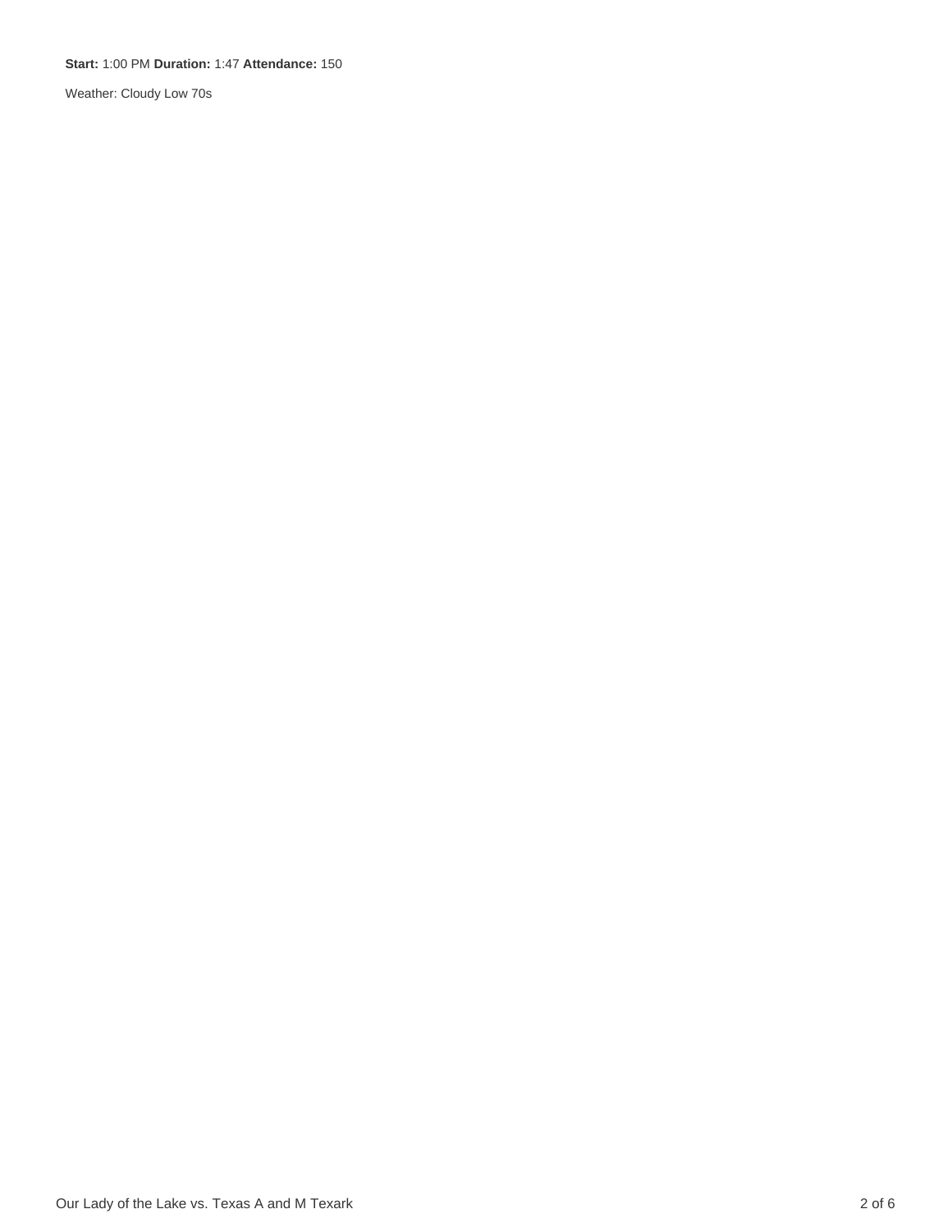**Start:** 1:00 PM **Duration:** 1:47 **Attendance:** 150

Weather: Cloudy Low 70s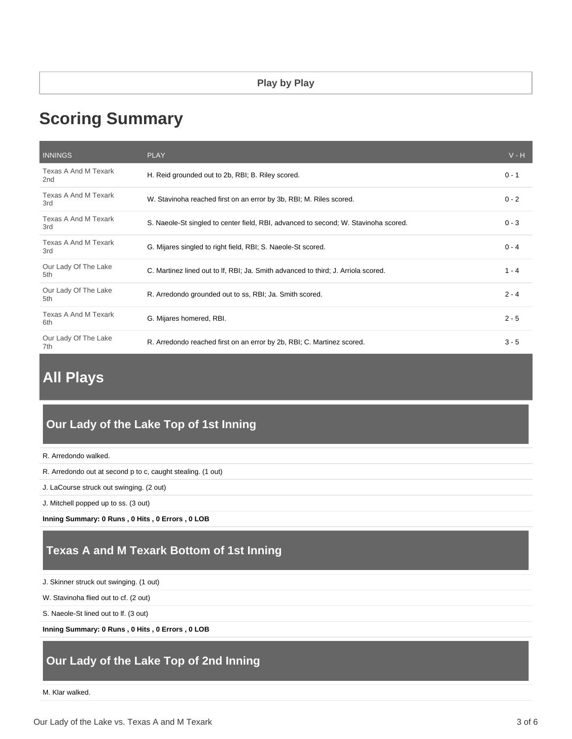Play by Play

# Scoring Summary

| INNINGS | PLAY | V - H |
|---|---|---|
| Texas A And M Texark 2nd | H. Reid grounded out to 2b, RBI; B. Riley scored. | 0 - 1 |
| Texas A And M Texark 3rd | W. Stavinoha reached first on an error by 3b, RBI; M. Riles scored. | 0 - 2 |
| Texas A And M Texark 3rd | S. Naeole-St singled to center field, RBI, advanced to second; W. Stavinoha scored. | 0 - 3 |
| Texas A And M Texark 3rd | G. Mijares singled to right field, RBI; S. Naeole-St scored. | 0 - 4 |
| Our Lady Of The Lake 5th | C. Martinez lined out to lf, RBI; Ja. Smith advanced to third; J. Arriola scored. | 1 - 4 |
| Our Lady Of The Lake 5th | R. Arredondo grounded out to ss, RBI; Ja. Smith scored. | 2 - 4 |
| Texas A And M Texark 6th | G. Mijares homered, RBI. | 2 - 5 |
| Our Lady Of The Lake 7th | R. Arredondo reached first on an error by 2b, RBI; C. Martinez scored. | 3 - 5 |

# All Plays

## Our Lady of the Lake Top of 1st Inning

R. Arredondo walked.

R. Arredondo out at second p to c, caught stealing. (1 out)

J. LaCourse struck out swinging. (2 out)

J. Mitchell popped up to ss. (3 out)

**Inning Summary: 0 Runs , 0 Hits , 0 Errors , 0 LOB**

## Texas A and M Texark Bottom of 1st Inning

J. Skinner struck out swinging. (1 out)

W. Stavinoha flied out to cf. (2 out)

S. Naeole-St lined out to lf. (3 out)

**Inning Summary: 0 Runs , 0 Hits , 0 Errors , 0 LOB**

## Our Lady of the Lake Top of 2nd Inning

M. Klar walked.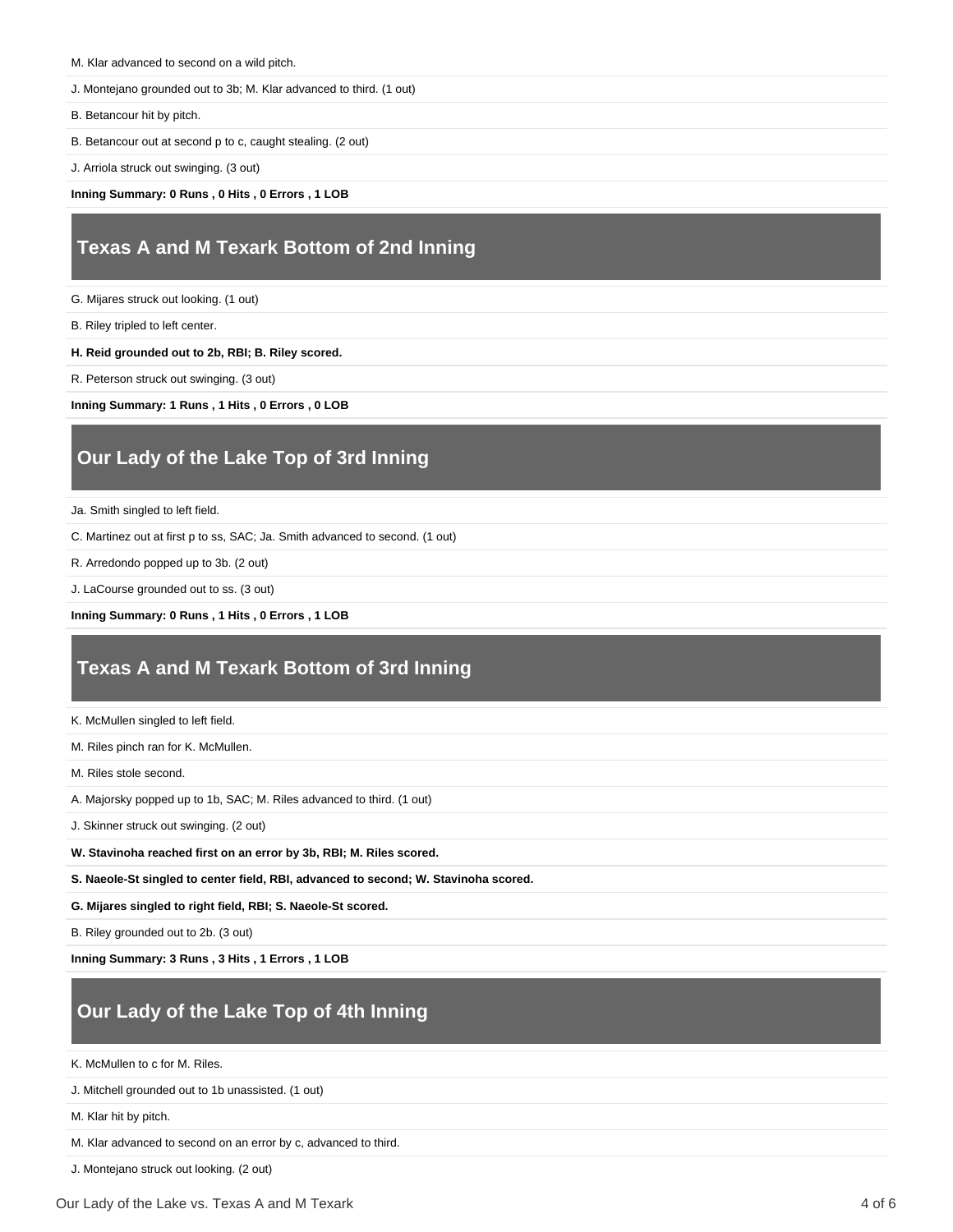M. Klar advanced to second on a wild pitch.

J. Montejano grounded out to 3b; M. Klar advanced to third. (1 out)

B. Betancour hit by pitch.

B. Betancour out at second p to c, caught stealing. (2 out)

J. Arriola struck out swinging. (3 out)

**Inning Summary: 0 Runs , 0 Hits , 0 Errors , 1 LOB**

## Texas A and M Texark Bottom of 2nd Inning

G. Mijares struck out looking. (1 out)

B. Riley tripled to left center.

**H. Reid grounded out to 2b, RBI; B. Riley scored.**

R. Peterson struck out swinging. (3 out)

**Inning Summary: 1 Runs , 1 Hits , 0 Errors , 0 LOB**

## Our Lady of the Lake Top of 3rd Inning

Ja. Smith singled to left field.

C. Martinez out at first p to ss, SAC; Ja. Smith advanced to second. (1 out)

R. Arredondo popped up to 3b. (2 out)

J. LaCourse grounded out to ss. (3 out)

**Inning Summary: 0 Runs , 1 Hits , 0 Errors , 1 LOB**

## Texas A and M Texark Bottom of 3rd Inning

K. McMullen singled to left field.

M. Riles pinch ran for K. McMullen.

M. Riles stole second.

A. Majorsky popped up to 1b, SAC; M. Riles advanced to third. (1 out)

J. Skinner struck out swinging. (2 out)

**W. Stavinoha reached first on an error by 3b, RBI; M. Riles scored.**

**S. Naeole-St singled to center field, RBI, advanced to second; W. Stavinoha scored.**

**G. Mijares singled to right field, RBI; S. Naeole-St scored.**

B. Riley grounded out to 2b. (3 out)

**Inning Summary: 3 Runs , 3 Hits , 1 Errors , 1 LOB**

## Our Lady of the Lake Top of 4th Inning

K. McMullen to c for M. Riles.

J. Mitchell grounded out to 1b unassisted. (1 out)

M. Klar hit by pitch.

M. Klar advanced to second on an error by c, advanced to third.

J. Montejano struck out looking. (2 out)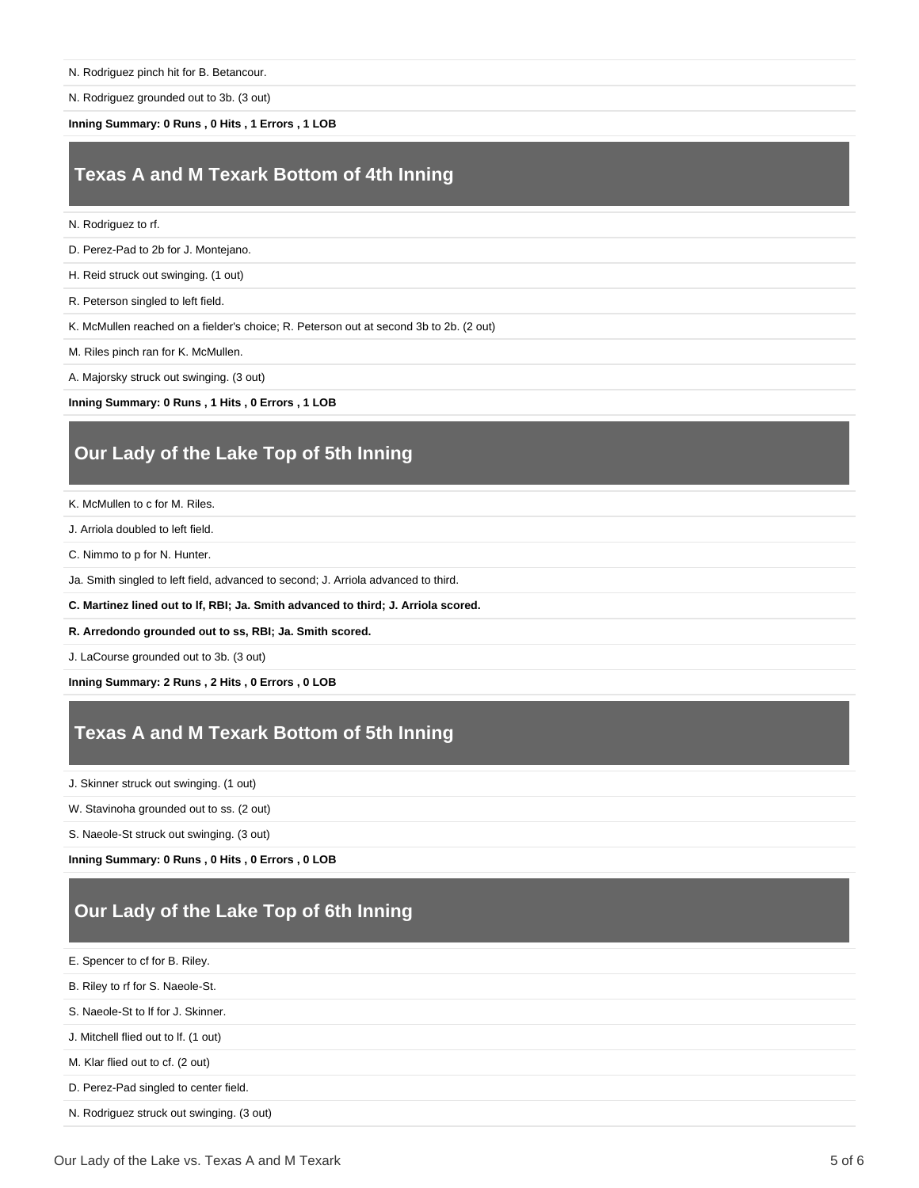N. Rodriguez pinch hit for B. Betancour.

N. Rodriguez grounded out to 3b. (3 out)

**Inning Summary: 0 Runs , 0 Hits , 1 Errors , 1 LOB**

## Texas A and M Texark Bottom of 4th Inning

N. Rodriguez to rf.

D. Perez-Pad to 2b for J. Montejano.

H. Reid struck out swinging. (1 out)

R. Peterson singled to left field.

K. McMullen reached on a fielder's choice; R. Peterson out at second 3b to 2b. (2 out)

M. Riles pinch ran for K. McMullen.

A. Majorsky struck out swinging. (3 out)

**Inning Summary: 0 Runs , 1 Hits , 0 Errors , 1 LOB**

## Our Lady of the Lake Top of 5th Inning

K. McMullen to c for M. Riles.

J. Arriola doubled to left field.

C. Nimmo to p for N. Hunter.

Ja. Smith singled to left field, advanced to second; J. Arriola advanced to third.

**C. Martinez lined out to lf, RBI; Ja. Smith advanced to third; J. Arriola scored.**

**R. Arredondo grounded out to ss, RBI; Ja. Smith scored.**

J. LaCourse grounded out to 3b. (3 out)

**Inning Summary: 2 Runs , 2 Hits , 0 Errors , 0 LOB**

## Texas A and M Texark Bottom of 5th Inning

J. Skinner struck out swinging. (1 out)

W. Stavinoha grounded out to ss. (2 out)

S. Naeole-St struck out swinging. (3 out)

**Inning Summary: 0 Runs , 0 Hits , 0 Errors , 0 LOB**

## Our Lady of the Lake Top of 6th Inning

E. Spencer to cf for B. Riley.

B. Riley to rf for S. Naeole-St.

S. Naeole-St to lf for J. Skinner.

J. Mitchell flied out to lf. (1 out)

M. Klar flied out to cf. (2 out)

D. Perez-Pad singled to center field.

N. Rodriguez struck out swinging. (3 out)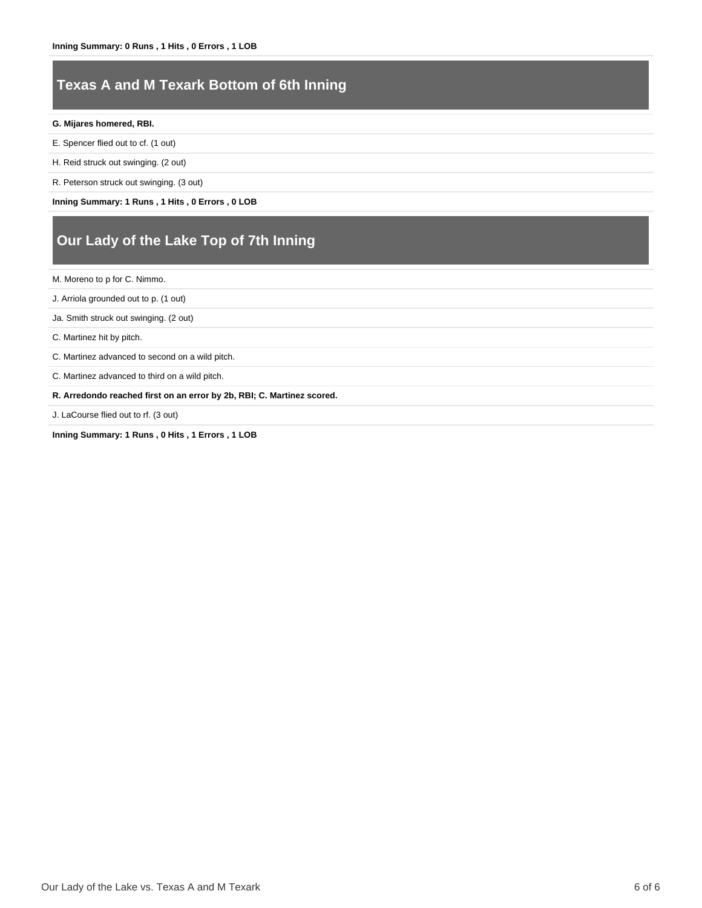**Inning Summary: 0 Runs , 1 Hits , 0 Errors , 1 LOB**

## Texas A and M Texark Bottom of 6th Inning

**G. Mijares homered, RBI.**

E. Spencer flied out to cf. (1 out)

H. Reid struck out swinging. (2 out)

R. Peterson struck out swinging. (3 out)

**Inning Summary: 1 Runs , 1 Hits , 0 Errors , 0 LOB**

## Our Lady of the Lake Top of 7th Inning

M. Moreno to p for C. Nimmo.

J. Arriola grounded out to p. (1 out)

Ja. Smith struck out swinging. (2 out)

C. Martinez hit by pitch.

C. Martinez advanced to second on a wild pitch.

C. Martinez advanced to third on a wild pitch.

**R. Arredondo reached first on an error by 2b, RBI; C. Martinez scored.**

J. LaCourse flied out to rf. (3 out)

**Inning Summary: 1 Runs , 0 Hits , 1 Errors , 1 LOB**